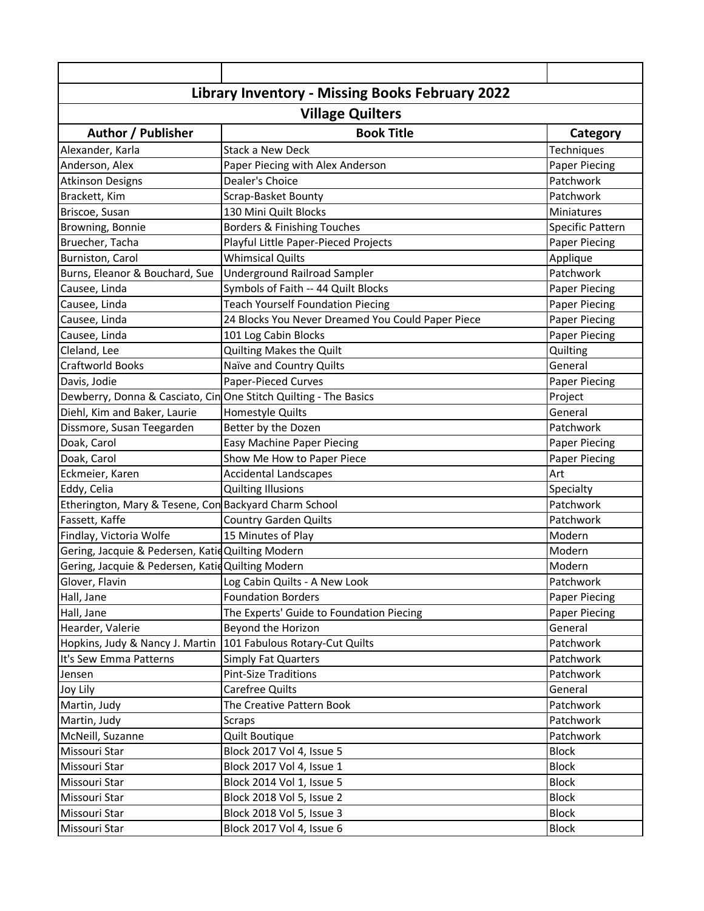# Library Inventory - Missing Books February 2022

## Village Quilters

| Author / Publisher | Book Title | Category |
|---|---|---|
| Alexander, Karla | Stack a New Deck | Techniques |
| Anderson, Alex | Paper Piecing with Alex Anderson | Paper Piecing |
| Atkinson Designs | Dealer's Choice | Patchwork |
| Brackett, Kim | Scrap-Basket Bounty | Patchwork |
| Briscoe, Susan | 130 Mini Quilt Blocks | Miniatures |
| Browning, Bonnie | Borders & Finishing Touches | Specific Pattern |
| Bruecher, Tacha | Playful Little Paper-Pieced Projects | Paper Piecing |
| Burniston, Carol | Whimsical Quilts | Applique |
| Burns, Eleanor & Bouchard, Sue | Underground Railroad Sampler | Patchwork |
| Causee, Linda | Symbols of Faith -- 44 Quilt Blocks | Paper Piecing |
| Causee, Linda | Teach Yourself Foundation Piecing | Paper Piecing |
| Causee, Linda | 24 Blocks You Never Dreamed You Could Paper Piece | Paper Piecing |
| Causee, Linda | 101 Log Cabin Blocks | Paper Piecing |
| Cleland, Lee | Quilting Makes the Quilt | Quilting |
| Craftworld Books | Naïve and Country Quilts | General |
| Davis, Jodie | Paper-Pieced Curves | Paper Piecing |
| Dewberry, Donna & Casciato, Cin | One Stitch Quilting - The Basics | Project |
| Diehl, Kim and Baker, Laurie | Homestyle Quilts | General |
| Dissmore, Susan Teegarden | Better by the Dozen | Patchwork |
| Doak, Carol | Easy Machine Paper Piecing | Paper Piecing |
| Doak, Carol | Show Me How to Paper Piece | Paper Piecing |
| Eckmeier, Karen | Accidental Landscapes | Art |
| Eddy, Celia | Quilting Illusions | Specialty |
| Etherington, Mary & Tesene, Con | Backyard Charm School | Patchwork |
| Fassett, Kaffe | Country Garden Quilts | Patchwork |
| Findlay, Victoria Wolfe | 15 Minutes of Play | Modern |
| Gering, Jacquie & Pedersen, Katie | Quilting Modern | Modern |
| Gering, Jacquie & Pedersen, Katie | Quilting Modern | Modern |
| Glover, Flavin | Log Cabin Quilts - A New Look | Patchwork |
| Hall, Jane | Foundation Borders | Paper Piecing |
| Hall, Jane | The Experts' Guide to Foundation Piecing | Paper Piecing |
| Hearder, Valerie | Beyond the Horizon | General |
| Hopkins, Judy & Nancy J. Martin | 101 Fabulous Rotary-Cut Quilts | Patchwork |
| It's Sew Emma Patterns | Simply Fat Quarters | Patchwork |
| Jensen | Pint-Size Traditions | Patchwork |
| Joy Lily | Carefree Quilts | General |
| Martin, Judy | The Creative Pattern Book | Patchwork |
| Martin, Judy | Scraps | Patchwork |
| McNeill, Suzanne | Quilt Boutique | Patchwork |
| Missouri Star | Block 2017 Vol 4, Issue 5 | Block |
| Missouri Star | Block 2017 Vol 4, Issue 1 | Block |
| Missouri Star | Block 2014 Vol 1, Issue 5 | Block |
| Missouri Star | Block 2018 Vol 5, Issue 2 | Block |
| Missouri Star | Block 2018 Vol 5, Issue 3 | Block |
| Missouri Star | Block 2017 Vol 4, Issue 6 | Block |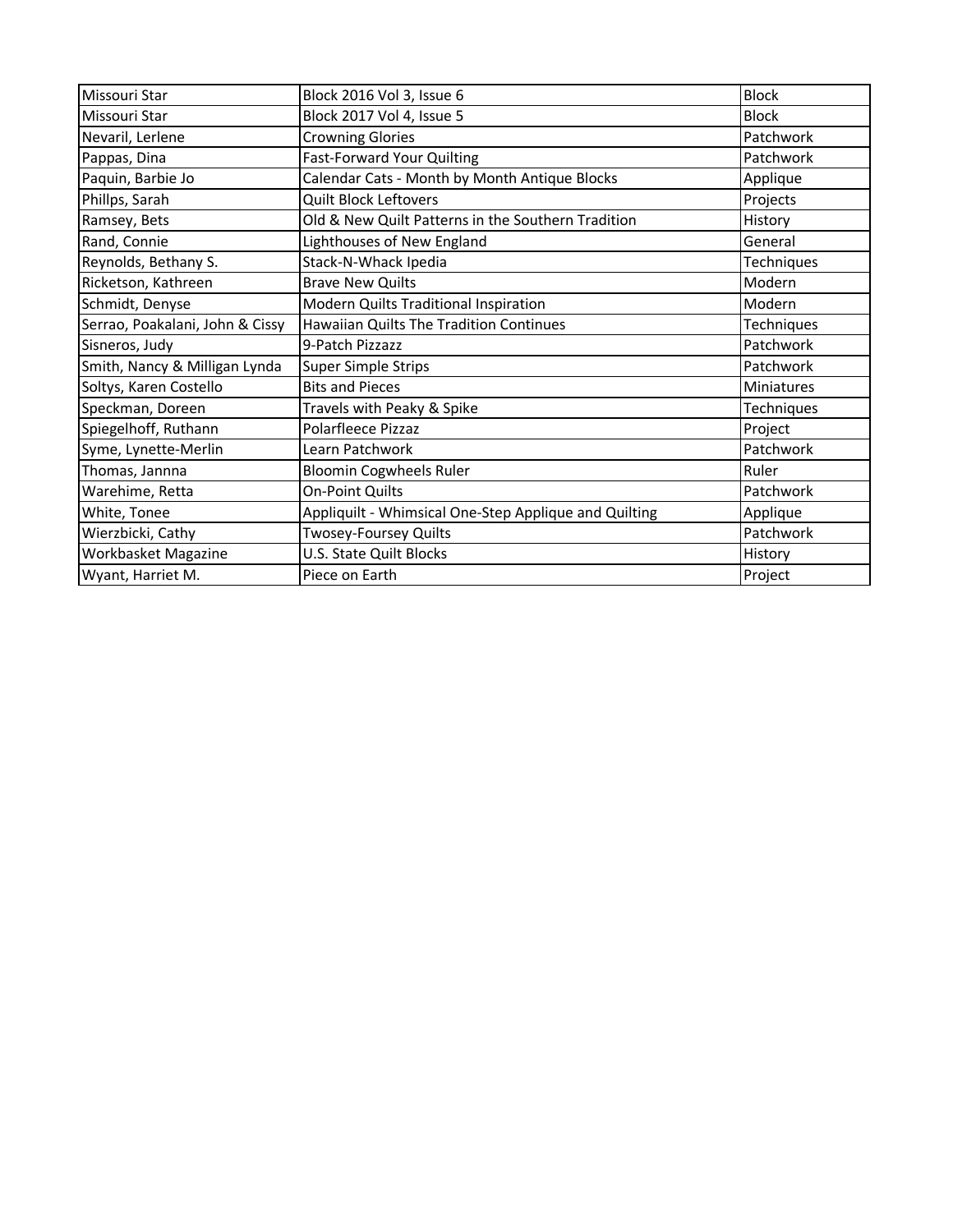| | | |
|---|---|---|
| Missouri Star | Block 2016 Vol 3, Issue 6 | Block |
| Missouri Star | Block 2017 Vol 4, Issue 5 | Block |
| Nevaril, Lerlene | Crowning Glories | Patchwork |
| Pappas, Dina | Fast-Forward Your Quilting | Patchwork |
| Paquin, Barbie Jo | Calendar Cats - Month by Month Antique Blocks | Applique |
| Phillps, Sarah | Quilt Block Leftovers | Projects |
| Ramsey, Bets | Old & New Quilt Patterns in the Southern Tradition | History |
| Rand, Connie | Lighthouses of New England | General |
| Reynolds, Bethany S. | Stack-N-Whack Ipedia | Techniques |
| Ricketson, Kathreen | Brave New Quilts | Modern |
| Schmidt, Denyse | Modern Quilts Traditional Inspiration | Modern |
| Serrao, Poakalani, John & Cissy | Hawaiian Quilts The Tradition Continues | Techniques |
| Sisneros, Judy | 9-Patch Pizzazz | Patchwork |
| Smith, Nancy & Milligan Lynda | Super Simple Strips | Patchwork |
| Soltys, Karen Costello | Bits and Pieces | Miniatures |
| Speckman, Doreen | Travels with Peaky & Spike | Techniques |
| Spiegelhoff, Ruthann | Polarfleece Pizzaz | Project |
| Syme, Lynette-Merlin | Learn Patchwork | Patchwork |
| Thomas, Jannna | Bloomin Cogwheels Ruler | Ruler |
| Warehime, Retta | On-Point Quilts | Patchwork |
| White, Tonee | Appliquilt - Whimsical One-Step Applique and Quilting | Applique |
| Wierzbicki, Cathy | Twosey-Foursey Quilts | Patchwork |
| Workbasket Magazine | U.S. State Quilt Blocks | History |
| Wyant, Harriet M. | Piece on Earth | Project |